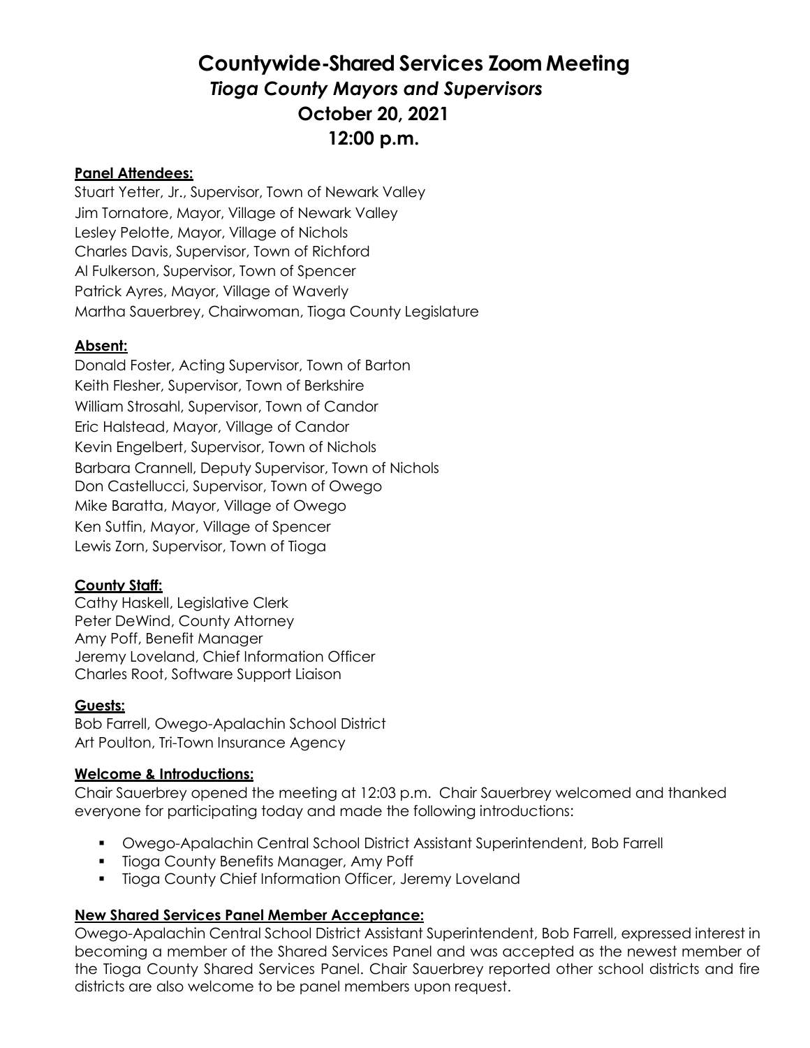# Countywide-Shared Services Zoom Meeting

## *Tioga County Mayors and Supervisors*

## October 20, 2021

## 12:00 p.m.

**Panel Attendees:**

Stuart Yetter, Jr., Supervisor, Town of Newark Valley
Jim Tornatore, Mayor, Village of Newark Valley
Lesley Pelotte, Mayor, Village of Nichols
Charles Davis, Supervisor, Town of Richford
Al Fulkerson, Supervisor, Town of Spencer
Patrick Ayres, Mayor, Village of Waverly
Martha Sauerbrey, Chairwoman, Tioga County Legislature

**Absent:**

Donald Foster, Acting Supervisor, Town of Barton
Keith Flesher, Supervisor, Town of Berkshire
William Strosahl, Supervisor, Town of Candor
Eric Halstead, Mayor, Village of Candor
Kevin Engelbert, Supervisor, Town of Nichols
Barbara Crannell, Deputy Supervisor, Town of Nichols
Don Castellucci, Supervisor, Town of Owego
Mike Baratta, Mayor, Village of Owego
Ken Sutfin, Mayor, Village of Spencer
Lewis Zorn, Supervisor, Town of Tioga

**County Staff:**

Cathy Haskell, Legislative Clerk
Peter DeWind, County Attorney
Amy Poff, Benefit Manager
Jeremy Loveland, Chief Information Officer
Charles Root, Software Support Liaison

**Guests:**

Bob Farrell, Owego-Apalachin School District
Art Poulton, Tri-Town Insurance Agency

**Welcome & Introductions:**

Chair Sauerbrey opened the meeting at 12:03 p.m. Chair Sauerbrey welcomed and thanked everyone for participating today and made the following introductions:

- Owego-Apalachin Central School District Assistant Superintendent, Bob Farrell
- Tioga County Benefits Manager, Amy Poff
- Tioga County Chief Information Officer, Jeremy Loveland

**New Shared Services Panel Member Acceptance:**

Owego-Apalachin Central School District Assistant Superintendent, Bob Farrell, expressed interest in becoming a member of the Shared Services Panel and was accepted as the newest member of the Tioga County Shared Services Panel. Chair Sauerbrey reported other school districts and fire districts are also welcome to be panel members upon request.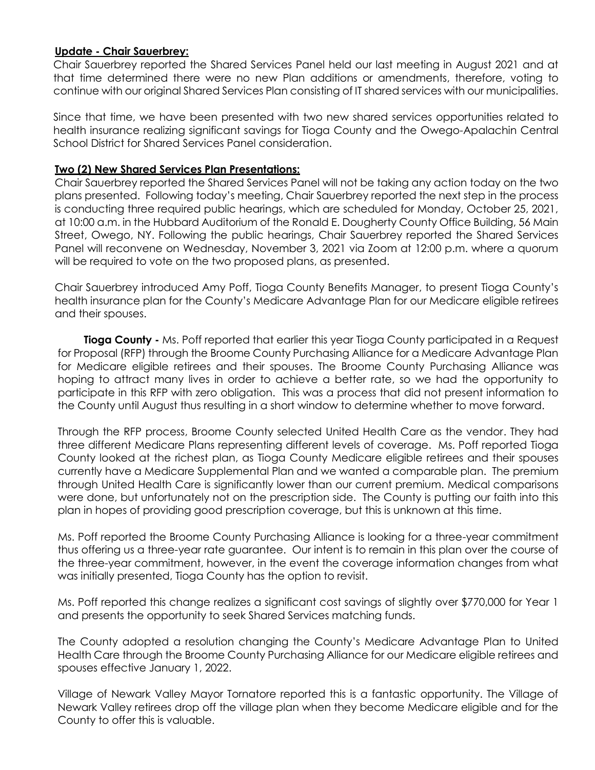**Update - Chair Sauerbrey:**

Chair Sauerbrey reported the Shared Services Panel held our last meeting in August 2021 and at that time determined there were no new Plan additions or amendments, therefore, voting to continue with our original Shared Services Plan consisting of IT shared services with our municipalities.

Since that time, we have been presented with two new shared services opportunities related to health insurance realizing significant savings for Tioga County and the Owego-Apalachin Central School District for Shared Services Panel consideration.

**Two (2) New Shared Services Plan Presentations:**

Chair Sauerbrey reported the Shared Services Panel will not be taking any action today on the two plans presented. Following today's meeting, Chair Sauerbrey reported the next step in the process is conducting three required public hearings, which are scheduled for Monday, October 25, 2021, at 10:00 a.m. in the Hubbard Auditorium of the Ronald E. Dougherty County Office Building, 56 Main Street, Owego, NY. Following the public hearings, Chair Sauerbrey reported the Shared Services Panel will reconvene on Wednesday, November 3, 2021 via Zoom at 12:00 p.m. where a quorum will be required to vote on the two proposed plans, as presented.

Chair Sauerbrey introduced Amy Poff, Tioga County Benefits Manager, to present Tioga County's health insurance plan for the County's Medicare Advantage Plan for our Medicare eligible retirees and their spouses.

**Tioga County -** Ms. Poff reported that earlier this year Tioga County participated in a Request for Proposal (RFP) through the Broome County Purchasing Alliance for a Medicare Advantage Plan for Medicare eligible retirees and their spouses. The Broome County Purchasing Alliance was hoping to attract many lives in order to achieve a better rate, so we had the opportunity to participate in this RFP with zero obligation. This was a process that did not present information to the County until August thus resulting in a short window to determine whether to move forward.

Through the RFP process, Broome County selected United Health Care as the vendor. They had three different Medicare Plans representing different levels of coverage. Ms. Poff reported Tioga County looked at the richest plan, as Tioga County Medicare eligible retirees and their spouses currently have a Medicare Supplemental Plan and we wanted a comparable plan. The premium through United Health Care is significantly lower than our current premium. Medical comparisons were done, but unfortunately not on the prescription side. The County is putting our faith into this plan in hopes of providing good prescription coverage, but this is unknown at this time.

Ms. Poff reported the Broome County Purchasing Alliance is looking for a three-year commitment thus offering us a three-year rate guarantee. Our intent is to remain in this plan over the course of the three-year commitment, however, in the event the coverage information changes from what was initially presented, Tioga County has the option to revisit.

Ms. Poff reported this change realizes a significant cost savings of slightly over $770,000 for Year 1 and presents the opportunity to seek Shared Services matching funds.

The County adopted a resolution changing the County's Medicare Advantage Plan to United Health Care through the Broome County Purchasing Alliance for our Medicare eligible retirees and spouses effective January 1, 2022.

Village of Newark Valley Mayor Tornatore reported this is a fantastic opportunity. The Village of Newark Valley retirees drop off the village plan when they become Medicare eligible and for the County to offer this is valuable.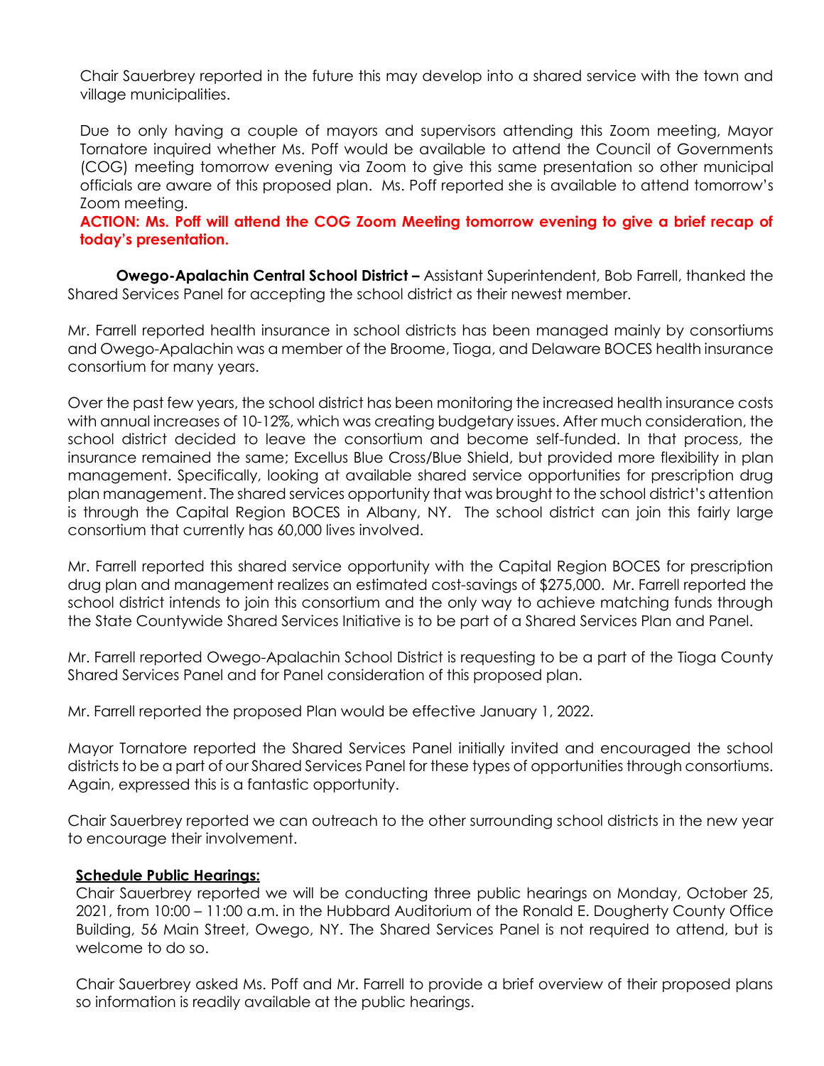Chair Sauerbrey reported in the future this may develop into a shared service with the town and village municipalities.

Due to only having a couple of mayors and supervisors attending this Zoom meeting, Mayor Tornatore inquired whether Ms. Poff would be available to attend the Council of Governments (COG) meeting tomorrow evening via Zoom to give this same presentation so other municipal officials are aware of this proposed plan. Ms. Poff reported she is available to attend tomorrow's Zoom meeting.

**ACTION: Ms. Poff will attend the COG Zoom Meeting tomorrow evening to give a brief recap of today's presentation.**

**Owego-Apalachin Central School District –** Assistant Superintendent, Bob Farrell, thanked the Shared Services Panel for accepting the school district as their newest member.

Mr. Farrell reported health insurance in school districts has been managed mainly by consortiums and Owego-Apalachin was a member of the Broome, Tioga, and Delaware BOCES health insurance consortium for many years.

Over the past few years, the school district has been monitoring the increased health insurance costs with annual increases of 10-12%, which was creating budgetary issues. After much consideration, the school district decided to leave the consortium and become self-funded. In that process, the insurance remained the same; Excellus Blue Cross/Blue Shield, but provided more flexibility in plan management. Specifically, looking at available shared service opportunities for prescription drug plan management. The shared services opportunity that was brought to the school district's attention is through the Capital Region BOCES in Albany, NY. The school district can join this fairly large consortium that currently has 60,000 lives involved.

Mr. Farrell reported this shared service opportunity with the Capital Region BOCES for prescription drug plan and management realizes an estimated cost-savings of $275,000. Mr. Farrell reported the school district intends to join this consortium and the only way to achieve matching funds through the State Countywide Shared Services Initiative is to be part of a Shared Services Plan and Panel.

Mr. Farrell reported Owego-Apalachin School District is requesting to be a part of the Tioga County Shared Services Panel and for Panel consideration of this proposed plan.

Mr. Farrell reported the proposed Plan would be effective January 1, 2022.

Mayor Tornatore reported the Shared Services Panel initially invited and encouraged the school districts to be a part of our Shared Services Panel for these types of opportunities through consortiums. Again, expressed this is a fantastic opportunity.

Chair Sauerbrey reported we can outreach to the other surrounding school districts in the new year to encourage their involvement.

**<u>Schedule Public Hearings:</u>**

Chair Sauerbrey reported we will be conducting three public hearings on Monday, October 25, 2021, from 10:00 – 11:00 a.m. in the Hubbard Auditorium of the Ronald E. Dougherty County Office Building, 56 Main Street, Owego, NY. The Shared Services Panel is not required to attend, but is welcome to do so.

Chair Sauerbrey asked Ms. Poff and Mr. Farrell to provide a brief overview of their proposed plans so information is readily available at the public hearings.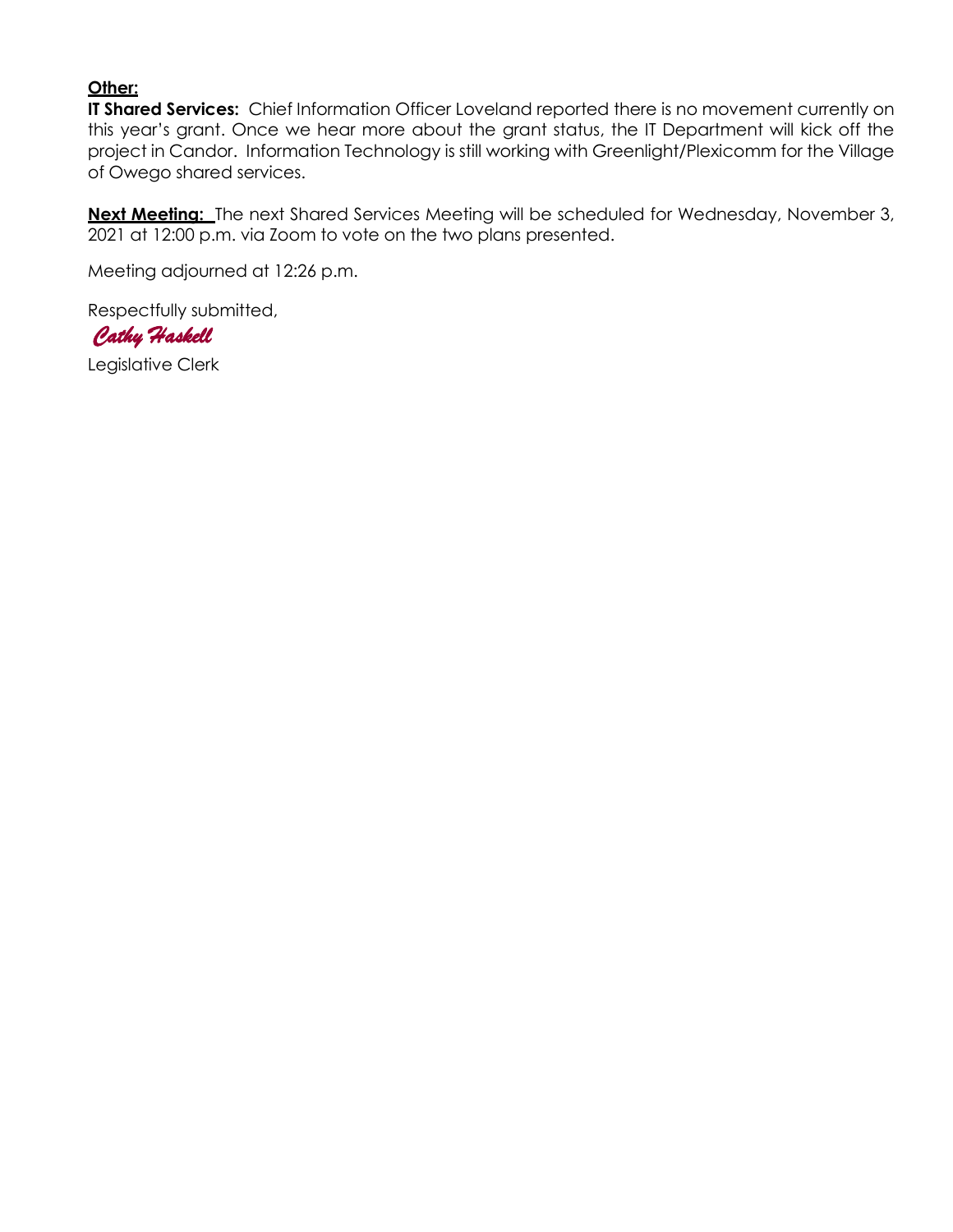**Other:**

**IT Shared Services:** Chief Information Officer Loveland reported there is no movement currently on this year's grant. Once we hear more about the grant status, the IT Department will kick off the project in Candor. Information Technology is still working with Greenlight/Plexicomm for the Village of Owego shared services.

**Next Meeting:** The next Shared Services Meeting will be scheduled for Wednesday, November 3, 2021 at 12:00 p.m. via Zoom to vote on the two plans presented.

Meeting adjourned at 12:26 p.m.

Respectfully submitted,

*Cathy Haskell*

Legislative Clerk